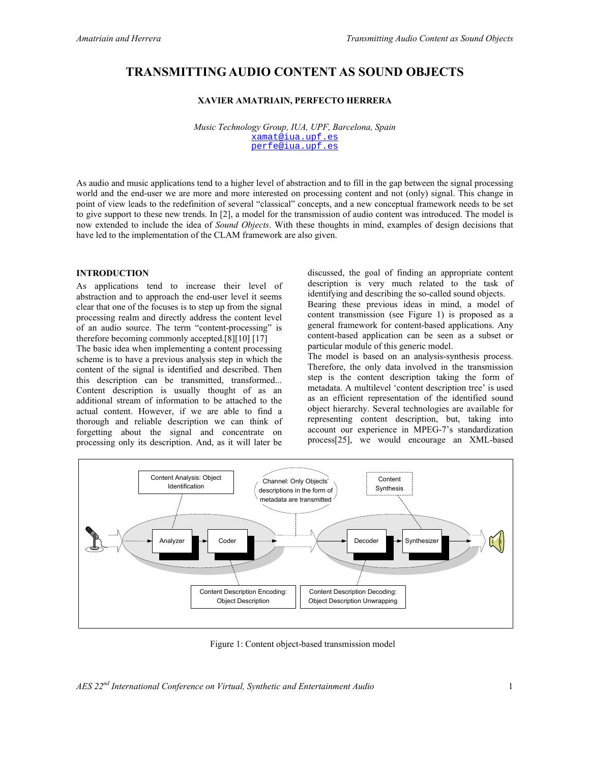# TRANSMITTING AUDIO CONTENT AS SOUND OBJECTS

**XAVIER AMATRIAIN, PERFECTO HERRERA**

*Music Technology Group, IUA, UPF, Barcelona, Spain*
xamat@iua.upf.es
perfe@iua.upf.es

As audio and music applications tend to a higher level of abstraction and to fill in the gap between the signal processing world and the end-user we are more and more interested on processing content and not (only) signal. This change in point of view leads to the redefinition of several "classical" concepts, and a new conceptual framework needs to be set to give support to these new trends. In [2], a model for the transmission of audio content was introduced. The model is now extended to include the idea of *Sound Objects*. With these thoughts in mind, examples of design decisions that have led to the implementation of the CLAM framework are also given.

## INTRODUCTION

As applications tend to increase their level of abstraction and to approach the end-user level it seems clear that one of the focuses is to step up from the signal processing realm and directly address the content level of an audio source. The term "content-processing" is therefore becoming commonly accepted.[8][10] [17]

The basic idea when implementing a content processing scheme is to have a previous analysis step in which the content of the signal is identified and described. Then this description can be transmitted, transformed... Content description is usually thought of as an additional stream of information to be attached to the actual content. However, if we are able to find a thorough and reliable description we can think of forgetting about the signal and concentrate on processing only its description. And, as it will later be discussed, the goal of finding an appropriate content description is very much related to the task of identifying and describing the so-called sound objects.

Bearing these previous ideas in mind, a model of content transmission (see Figure 1) is proposed as a general framework for content-based applications. Any content-based application can be seen as a subset or particular module of this generic model.

The model is based on an analysis-synthesis process. Therefore, the only data involved in the transmission step is the content description taking the form of metadata. A multilevel 'content description tree' is used as an efficient representation of the identified sound object hierarchy. Several technologies are available for representing content description, but, taking into account our experience in MPEG-7's standardization process[25], we would encourage an XML-based

Figure 1: Content object-based transmission model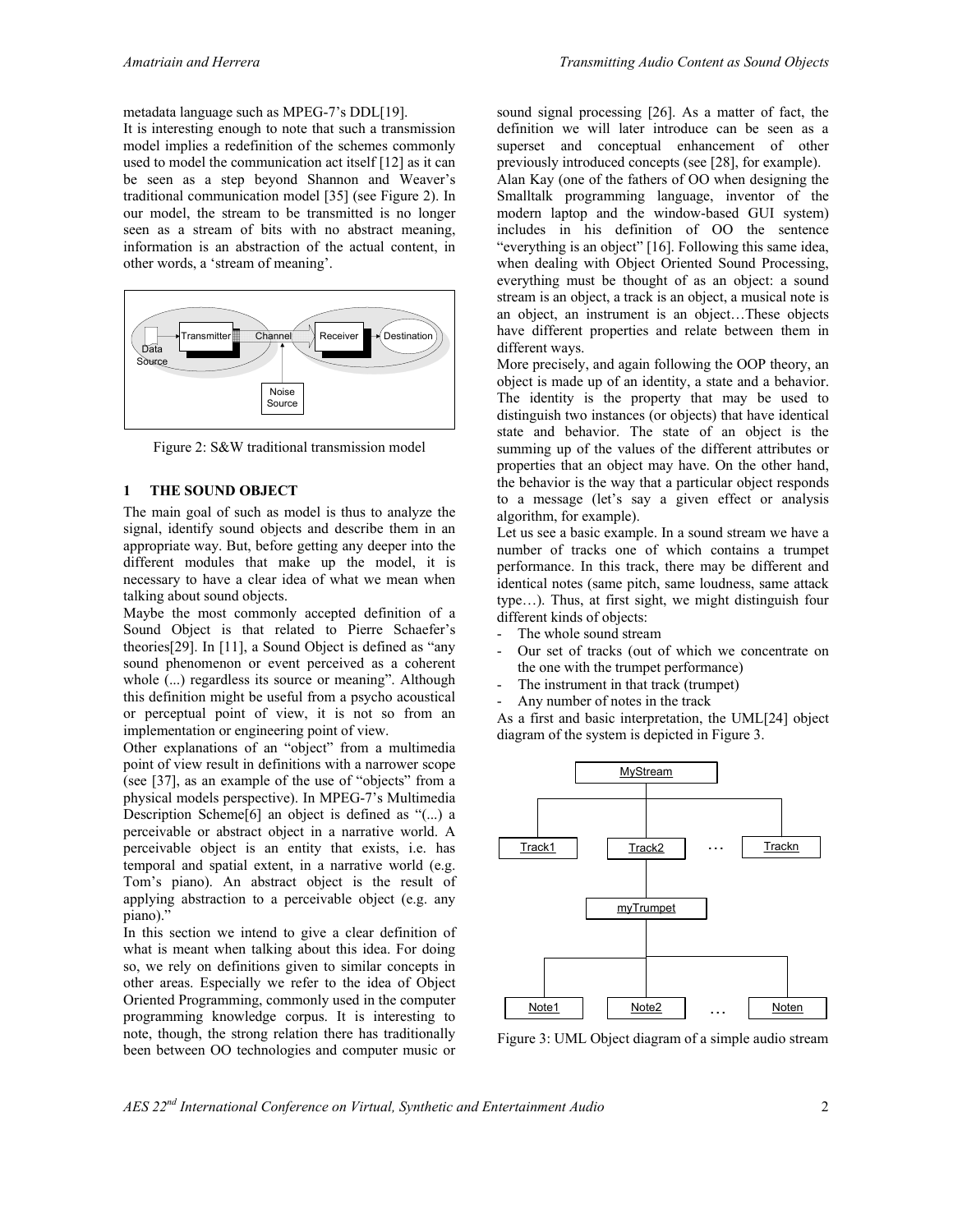metadata language such as MPEG-7's DDL[19].

It is interesting enough to note that such a transmission model implies a redefinition of the schemes commonly used to model the communication act itself [12] as it can be seen as a step beyond Shannon and Weaver's traditional communication model [35] (see Figure 2). In our model, the stream to be transmitted is no longer seen as a stream of bits with no abstract meaning, information is an abstraction of the actual content, in other words, a 'stream of meaning'.

Figure 2: S&W traditional transmission model

## 1 THE SOUND OBJECT

The main goal of such as model is thus to analyze the signal, identify sound objects and describe them in an appropriate way. But, before getting any deeper into the different modules that make up the model, it is necessary to have a clear idea of what we mean when talking about sound objects.

Maybe the most commonly accepted definition of a Sound Object is that related to Pierre Schaefer's theories[29]. In [11], a Sound Object is defined as "any sound phenomenon or event perceived as a coherent whole (...) regardless its source or meaning". Although this definition might be useful from a psycho acoustical or perceptual point of view, it is not so from an implementation or engineering point of view.

Other explanations of an "object" from a multimedia point of view result in definitions with a narrower scope (see [37], as an example of the use of "objects" from a physical models perspective). In MPEG-7's Multimedia Description Scheme[6] an object is defined as "(...) a perceivable or abstract object in a narrative world. A perceivable object is an entity that exists, i.e. has temporal and spatial extent, in a narrative world (e.g. Tom's piano). An abstract object is the result of applying abstraction to a perceivable object (e.g. any piano)."

In this section we intend to give a clear definition of what is meant when talking about this idea. For doing so, we rely on definitions given to similar concepts in other areas. Especially we refer to the idea of Object Oriented Programming, commonly used in the computer programming knowledge corpus. It is interesting to note, though, the strong relation there has traditionally been between OO technologies and computer music or sound signal processing [26]. As a matter of fact, the definition we will later introduce can be seen as a superset and conceptual enhancement of other previously introduced concepts (see [28], for example).

Alan Kay (one of the fathers of OO when designing the Smalltalk programming language, inventor of the modern laptop and the window-based GUI system) includes in his definition of OO the sentence "everything is an object" [16]. Following this same idea, when dealing with Object Oriented Sound Processing, everything must be thought of as an object: a sound stream is an object, a track is an object, a musical note is an object, an instrument is an object…These objects have different properties and relate between them in different ways.

More precisely, and again following the OOP theory, an object is made up of an identity, a state and a behavior. The identity is the property that may be used to distinguish two instances (or objects) that have identical state and behavior. The state of an object is the summing up of the values of the different attributes or properties that an object may have. On the other hand, the behavior is the way that a particular object responds to a message (let's say a given effect or analysis algorithm, for example).

Let us see a basic example. In a sound stream we have a number of tracks one of which contains a trumpet performance. In this track, there may be different and identical notes (same pitch, same loudness, same attack type…). Thus, at first sight, we might distinguish four different kinds of objects:

- The whole sound stream
- Our set of tracks (out of which we concentrate on the one with the trumpet performance)
- The instrument in that track (trumpet)
- Any number of notes in the track

As a first and basic interpretation, the UML[24] object diagram of the system is depicted in Figure 3.

Figure 3: UML Object diagram of a simple audio stream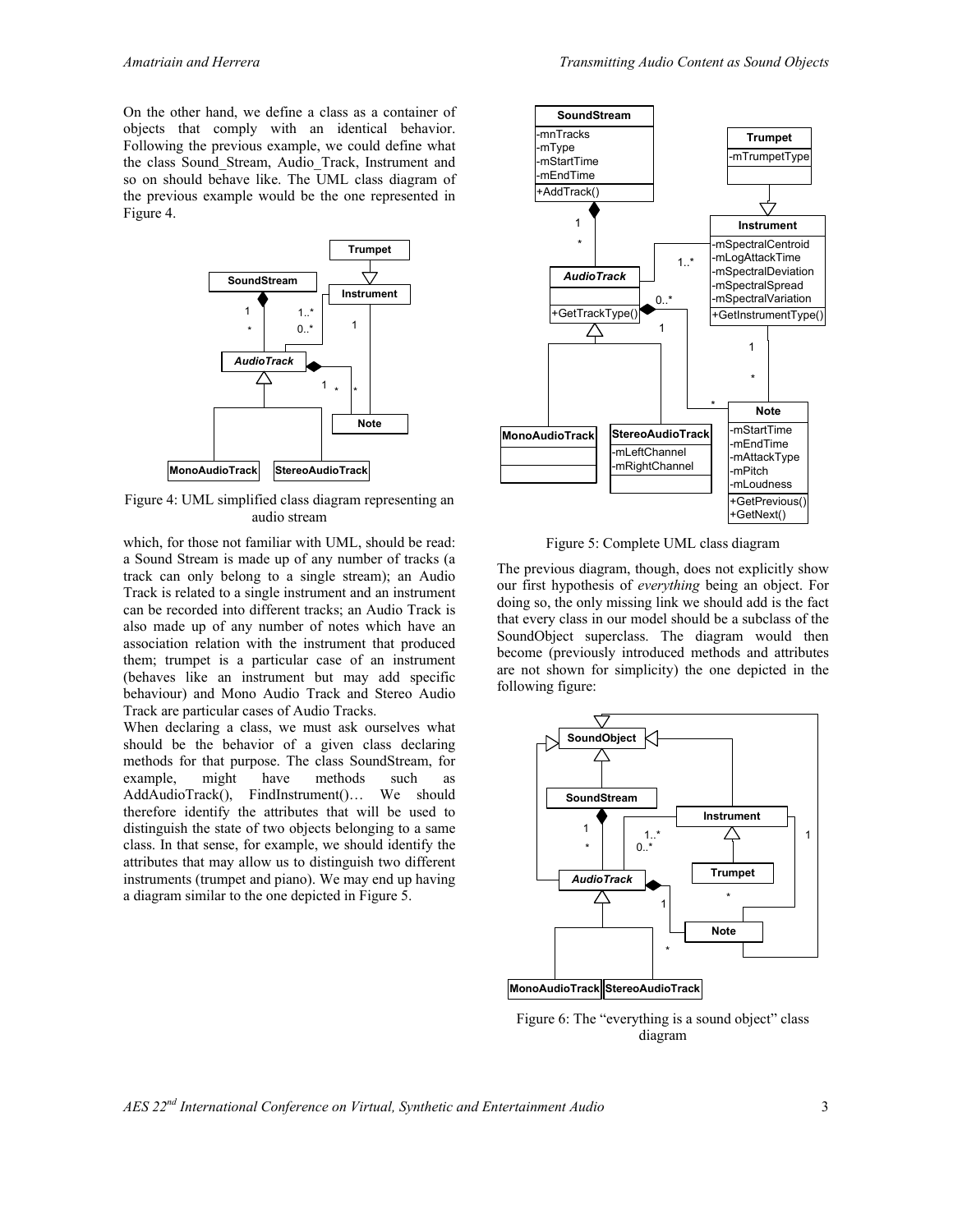On the other hand, we define a class as a container of objects that comply with an identical behavior. Following the previous example, we could define what the class Sound_Stream, Audio_Track, Instrument and so on should behave like. The UML class diagram of the previous example would be the one represented in Figure 4.

Figure 4: UML simplified class diagram representing an audio stream

which, for those not familiar with UML, should be read: a Sound Stream is made up of any number of tracks (a track can only belong to a single stream); an Audio Track is related to a single instrument and an instrument can be recorded into different tracks; an Audio Track is also made up of any number of notes which have an association relation with the instrument that produced them; trumpet is a particular case of an instrument (behaves like an instrument but may add specific behaviour) and Mono Audio Track and Stereo Audio Track are particular cases of Audio Tracks.

When declaring a class, we must ask ourselves what should be the behavior of a given class declaring methods for that purpose. The class SoundStream, for example, might have methods such as AddAudioTrack(), FindInstrument()… We should therefore identify the attributes that will be used to distinguish the state of two objects belonging to a same class. In that sense, for example, we should identify the attributes that may allow us to distinguish two different instruments (trumpet and piano). We may end up having a diagram similar to the one depicted in Figure 5.

Figure 5: Complete UML class diagram

The previous diagram, though, does not explicitly show our first hypothesis of *everything* being an object. For doing so, the only missing link we should add is the fact that every class in our model should be a subclass of the SoundObject superclass. The diagram would then become (previously introduced methods and attributes are not shown for simplicity) the one depicted in the following figure:

Figure 6: The "everything is a sound object" class diagram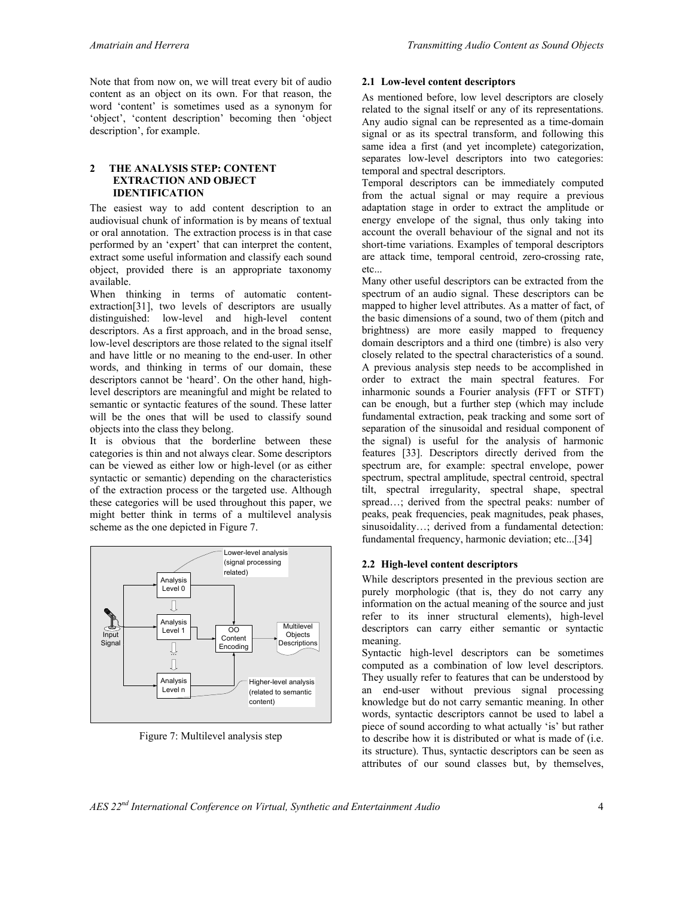Note that from now on, we will treat every bit of audio content as an object on its own. For that reason, the word 'content' is sometimes used as a synonym for 'object', 'content description' becoming then 'object description', for example.

## 2 THE ANALYSIS STEP: CONTENT EXTRACTION AND OBJECT IDENTIFICATION

The easiest way to add content description to an audiovisual chunk of information is by means of textual or oral annotation. The extraction process is in that case performed by an 'expert' that can interpret the content, extract some useful information and classify each sound object, provided there is an appropriate taxonomy available.

When thinking in terms of automatic content-extraction[31], two levels of descriptors are usually distinguished: low-level and high-level content descriptors. As a first approach, and in the broad sense, low-level descriptors are those related to the signal itself and have little or no meaning to the end-user. In other words, and thinking in terms of our domain, these descriptors cannot be 'heard'. On the other hand, high-level descriptors are meaningful and might be related to semantic or syntactic features of the sound. These latter will be the ones that will be used to classify sound objects into the class they belong.

It is obvious that the borderline between these categories is thin and not always clear. Some descriptors can be viewed as either low or high-level (or as either syntactic or semantic) depending on the characteristics of the extraction process or the targeted use. Although these categories will be used throughout this paper, we might better think in terms of a multilevel analysis scheme as the one depicted in Figure 7.

Figure 7: Multilevel analysis step

### 2.1 Low-level content descriptors

As mentioned before, low level descriptors are closely related to the signal itself or any of its representations. Any audio signal can be represented as a time-domain signal or as its spectral transform, and following this same idea a first (and yet incomplete) categorization, separates low-level descriptors into two categories: temporal and spectral descriptors.

Temporal descriptors can be immediately computed from the actual signal or may require a previous adaptation stage in order to extract the amplitude or energy envelope of the signal, thus only taking into account the overall behaviour of the signal and not its short-time variations. Examples of temporal descriptors are attack time, temporal centroid, zero-crossing rate, etc...

Many other useful descriptors can be extracted from the spectrum of an audio signal. These descriptors can be mapped to higher level attributes. As a matter of fact, of the basic dimensions of a sound, two of them (pitch and brightness) are more easily mapped to frequency domain descriptors and a third one (timbre) is also very closely related to the spectral characteristics of a sound. A previous analysis step needs to be accomplished in order to extract the main spectral features. For inharmonic sounds a Fourier analysis (FFT or STFT) can be enough, but a further step (which may include fundamental extraction, peak tracking and some sort of separation of the sinusoidal and residual component of the signal) is useful for the analysis of harmonic features [33]. Descriptors directly derived from the spectrum are, for example: spectral envelope, power spectrum, spectral amplitude, spectral centroid, spectral tilt, spectral irregularity, spectral shape, spectral spread…; derived from the spectral peaks: number of peaks, peak frequencies, peak magnitudes, peak phases, sinusoidality…; derived from a fundamental detection: fundamental frequency, harmonic deviation; etc...[34]

### 2.2 High-level content descriptors

While descriptors presented in the previous section are purely morphologic (that is, they do not carry any information on the actual meaning of the source and just refer to its inner structural elements), high-level descriptors can carry either semantic or syntactic meaning.

Syntactic high-level descriptors can be sometimes computed as a combination of low level descriptors. They usually refer to features that can be understood by an end-user without previous signal processing knowledge but do not carry semantic meaning. In other words, syntactic descriptors cannot be used to label a piece of sound according to what actually 'is' but rather to describe how it is distributed or what is made of (i.e. its structure). Thus, syntactic descriptors can be seen as attributes of our sound classes but, by themselves,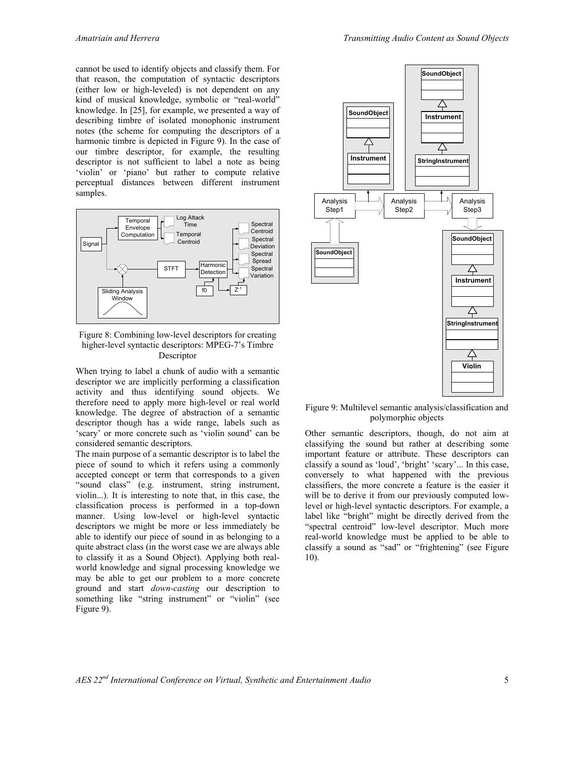cannot be used to identify objects and classify them. For that reason, the computation of syntactic descriptors (either low or high-leveled) is not dependent on any kind of musical knowledge, symbolic or "real-world" knowledge. In [25], for example, we presented a way of describing timbre of isolated monophonic instrument notes (the scheme for computing the descriptors of a harmonic timbre is depicted in Figure 9). In the case of our timbre descriptor, for example, the resulting descriptor is not sufficient to label a note as being 'violin' or 'piano' but rather to compute relative perceptual distances between different instrument samples.

Figure 8: Combining low-level descriptors for creating higher-level syntactic descriptors: MPEG-7's Timbre Descriptor

When trying to label a chunk of audio with a semantic descriptor we are implicitly performing a classification activity and thus identifying sound objects. We therefore need to apply more high-level or real world knowledge. The degree of abstraction of a semantic descriptor though has a wide range, labels such as 'scary' or more concrete such as 'violin sound' can be considered semantic descriptors.

The main purpose of a semantic descriptor is to label the piece of sound to which it refers using a commonly accepted concept or term that corresponds to a given "sound class" (e.g. instrument, string instrument, violin...). It is interesting to note that, in this case, the classification process is performed in a top-down manner. Using low-level or high-level syntactic descriptors we might be more or less immediately be able to identify our piece of sound in as belonging to a quite abstract class (in the worst case we are always able to classify it as a Sound Object). Applying both real-world knowledge and signal processing knowledge we may be able to get our problem to a more concrete ground and start *down-casting* our description to something like "string instrument" or "violin" (see Figure 9).

Figure 9: Multilevel semantic analysis/classification and polymorphic objects

Other semantic descriptors, though, do not aim at classifying the sound but rather at describing some important feature or attribute. These descriptors can classify a sound as 'loud', 'bright' 'scary'... In this case, conversely to what happened with the previous classifiers, the more concrete a feature is the easier it will be to derive it from our previously computed low-level or high-level syntactic descriptors. For example, a label like "bright" might be directly derived from the "spectral centroid" low-level descriptor. Much more real-world knowledge must be applied to be able to classify a sound as "sad" or "frightening" (see Figure 10).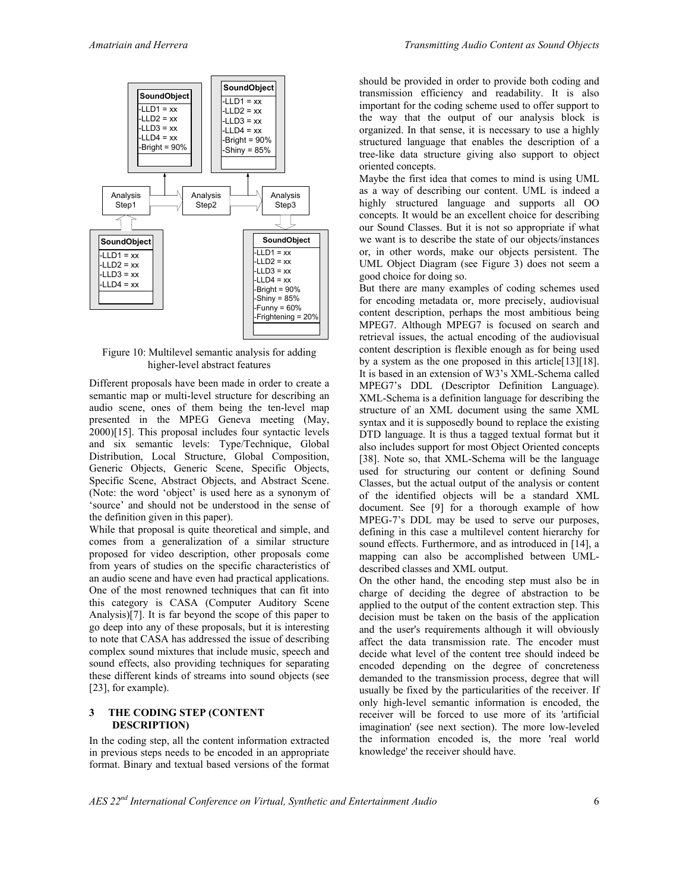Figure 10: Multilevel semantic analysis for adding higher-level abstract features

Different proposals have been made in order to create a semantic map or multi-level structure for describing an audio scene, ones of them being the ten-level map presented in the MPEG Geneva meeting (May, 2000)[15]. This proposal includes four syntactic levels and six semantic levels: Type/Technique, Global Distribution, Local Structure, Global Composition, Generic Objects, Generic Scene, Specific Objects, Specific Scene, Abstract Objects, and Abstract Scene. (Note: the word 'object' is used here as a synonym of 'source' and should not be understood in the sense of the definition given in this paper).

While that proposal is quite theoretical and simple, and comes from a generalization of a similar structure proposed for video description, other proposals come from years of studies on the specific characteristics of an audio scene and have even had practical applications. One of the most renowned techniques that can fit into this category is CASA (Computer Auditory Scene Analysis)[7]. It is far beyond the scope of this paper to go deep into any of these proposals, but it is interesting to note that CASA has addressed the issue of describing complex sound mixtures that include music, speech and sound effects, also providing techniques for separating these different kinds of streams into sound objects (see [23], for example).

## 3 THE CODING STEP (CONTENT DESCRIPTION)

In the coding step, all the content information extracted in previous steps needs to be encoded in an appropriate format. Binary and textual based versions of the format should be provided in order to provide both coding and transmission efficiency and readability. It is also important for the coding scheme used to offer support to the way that the output of our analysis block is organized. In that sense, it is necessary to use a highly structured language that enables the description of a tree-like data structure giving also support to object oriented concepts.

Maybe the first idea that comes to mind is using UML as a way of describing our content. UML is indeed a highly structured language and supports all OO concepts. It would be an excellent choice for describing our Sound Classes. But it is not so appropriate if what we want is to describe the state of our objects/instances or, in other words, make our objects persistent. The UML Object Diagram (see Figure 3) does not seem a good choice for doing so.

But there are many examples of coding schemes used for encoding metadata or, more precisely, audiovisual content description, perhaps the most ambitious being MPEG7. Although MPEG7 is focused on search and retrieval issues, the actual encoding of the audiovisual content description is flexible enough as for being used by a system as the one proposed in this article[13][18]. It is based in an extension of W3's XML-Schema called MPEG7's DDL (Descriptor Definition Language). XML-Schema is a definition language for describing the structure of an XML document using the same XML syntax and it is supposedly bound to replace the existing DTD language. It is thus a tagged textual format but it also includes support for most Object Oriented concepts [38]. Note so, that XML-Schema will be the language used for structuring our content or defining Sound Classes, but the actual output of the analysis or content of the identified objects will be a standard XML document. See [9] for a thorough example of how MPEG-7's DDL may be used to serve our purposes, defining in this case a multilevel content hierarchy for sound effects. Furthermore, and as introduced in [14], a mapping can also be accomplished between UML-described classes and XML output.

On the other hand, the encoding step must also be in charge of deciding the degree of abstraction to be applied to the output of the content extraction step. This decision must be taken on the basis of the application and the user's requirements although it will obviously affect the data transmission rate. The encoder must decide what level of the content tree should indeed be encoded depending on the degree of concreteness demanded to the transmission process, degree that will usually be fixed by the particularities of the receiver. If only high-level semantic information is encoded, the receiver will be forced to use more of its 'artificial imagination' (see next section). The more low-leveled the information encoded is, the more 'real world knowledge' the receiver should have.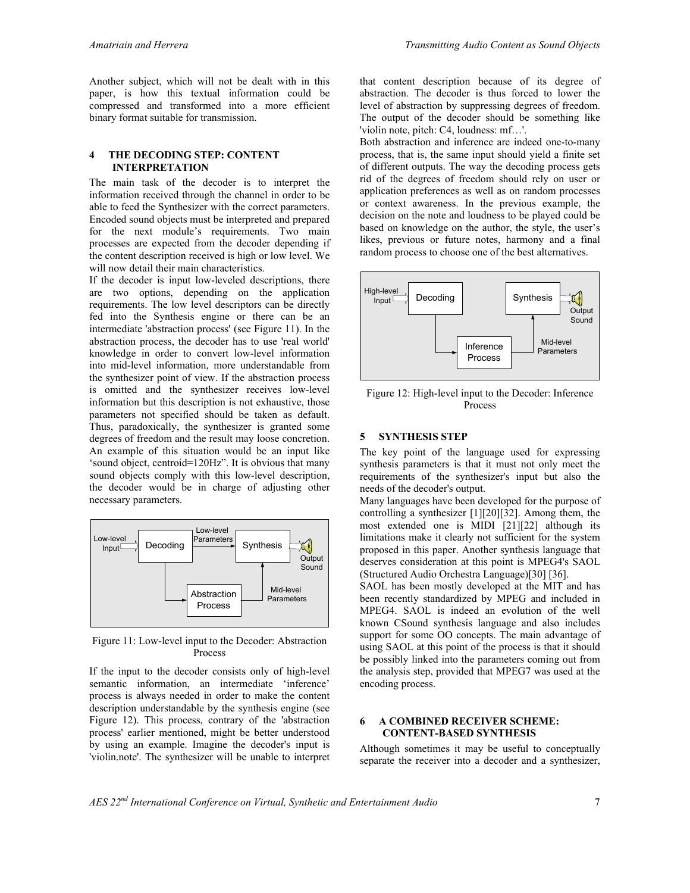Another subject, which will not be dealt with in this paper, is how this textual information could be compressed and transformed into a more efficient binary format suitable for transmission.

## 4 THE DECODING STEP: CONTENT INTERPRETATION

The main task of the decoder is to interpret the information received through the channel in order to be able to feed the Synthesizer with the correct parameters. Encoded sound objects must be interpreted and prepared for the next module's requirements. Two main processes are expected from the decoder depending if the content description received is high or low level. We will now detail their main characteristics.

If the decoder is input low-leveled descriptions, there are two options, depending on the application requirements. The low level descriptors can be directly fed into the Synthesis engine or there can be an intermediate 'abstraction process' (see Figure 11). In the abstraction process, the decoder has to use 'real world' knowledge in order to convert low-level information into mid-level information, more understandable from the synthesizer point of view. If the abstraction process is omitted and the synthesizer receives low-level information but this description is not exhaustive, those parameters not specified should be taken as default. Thus, paradoxically, the synthesizer is granted some degrees of freedom and the result may loose concretion. An example of this situation would be an input like 'sound object, centroid=120Hz". It is obvious that many sound objects comply with this low-level description, the decoder would be in charge of adjusting other necessary parameters.

Figure 11: Low-level input to the Decoder: Abstraction Process

If the input to the decoder consists only of high-level semantic information, an intermediate 'inference' process is always needed in order to make the content description understandable by the synthesis engine (see Figure 12). This process, contrary of the 'abstraction process' earlier mentioned, might be better understood by using an example. Imagine the decoder's input is 'violin.note'. The synthesizer will be unable to interpret that content description because of its degree of abstraction. The decoder is thus forced to lower the level of abstraction by suppressing degrees of freedom. The output of the decoder should be something like 'violin note, pitch: C4, loudness: mf…'.

Both abstraction and inference are indeed one-to-many process, that is, the same input should yield a finite set of different outputs. The way the decoding process gets rid of the degrees of freedom should rely on user or application preferences as well as on random processes or context awareness. In the previous example, the decision on the note and loudness to be played could be based on knowledge on the author, the style, the user's likes, previous or future notes, harmony and a final random process to choose one of the best alternatives.

Figure 12: High-level input to the Decoder: Inference Process

## 5 SYNTHESIS STEP

The key point of the language used for expressing synthesis parameters is that it must not only meet the requirements of the synthesizer's input but also the needs of the decoder's output.

Many languages have been developed for the purpose of controlling a synthesizer [1][20][32]. Among them, the most extended one is MIDI [21][22] although its limitations make it clearly not sufficient for the system proposed in this paper. Another synthesis language that deserves consideration at this point is MPEG4's SAOL (Structured Audio Orchestra Language)[30] [36].

SAOL has been mostly developed at the MIT and has been recently standardized by MPEG and included in MPEG4. SAOL is indeed an evolution of the well known CSound synthesis language and also includes support for some OO concepts. The main advantage of using SAOL at this point of the process is that it should be possibly linked into the parameters coming out from the analysis step, provided that MPEG7 was used at the encoding process.

## 6 A COMBINED RECEIVER SCHEME: CONTENT-BASED SYNTHESIS

Although sometimes it may be useful to conceptually separate the receiver into a decoder and a synthesizer,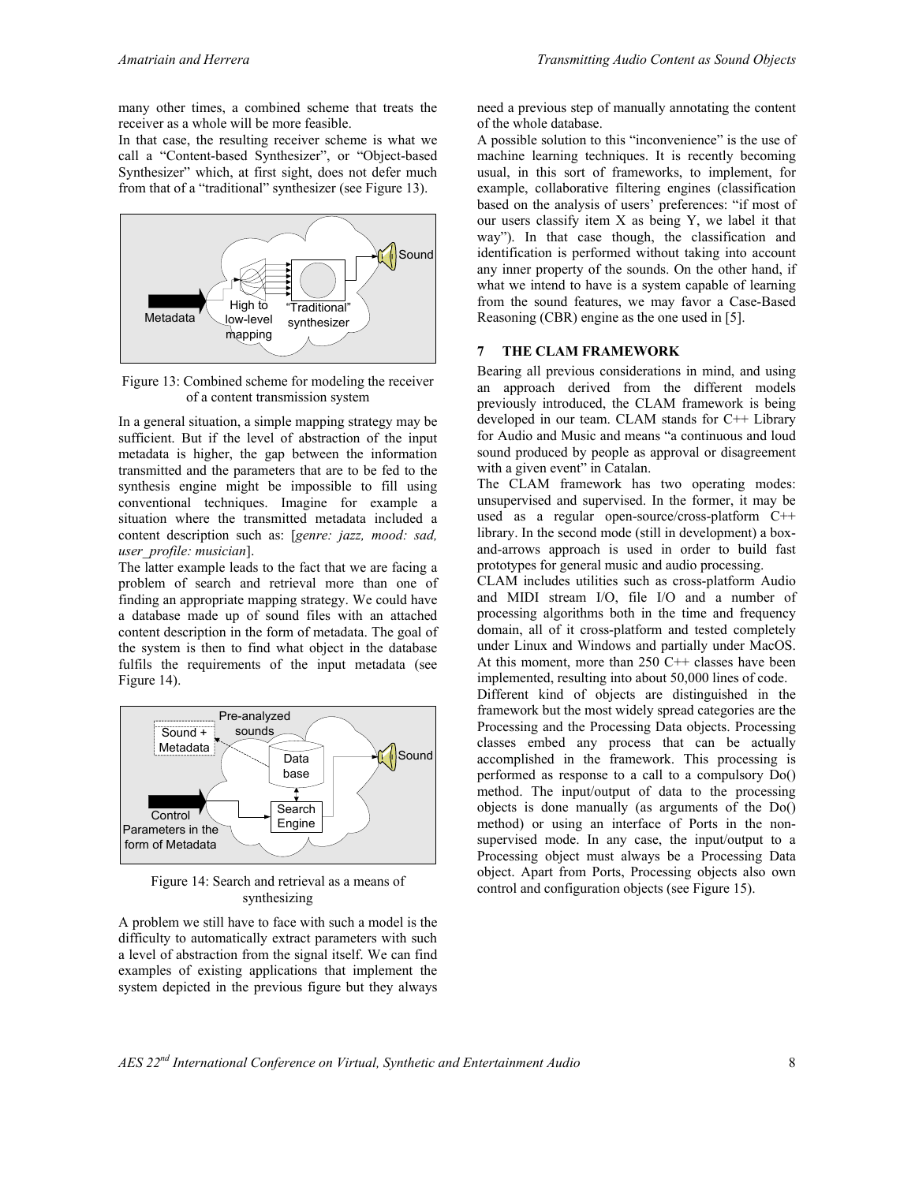many other times, a combined scheme that treats the receiver as a whole will be more feasible.

In that case, the resulting receiver scheme is what we call a "Content-based Synthesizer", or "Object-based Synthesizer" which, at first sight, does not defer much from that of a "traditional" synthesizer (see Figure 13).

Figure 13: Combined scheme for modeling the receiver of a content transmission system

In a general situation, a simple mapping strategy may be sufficient. But if the level of abstraction of the input metadata is higher, the gap between the information transmitted and the parameters that are to be fed to the synthesis engine might be impossible to fill using conventional techniques. Imagine for example a situation where the transmitted metadata included a content description such as: [*genre: jazz, mood: sad, user_profile: musician*].

The latter example leads to the fact that we are facing a problem of search and retrieval more than one of finding an appropriate mapping strategy. We could have a database made up of sound files with an attached content description in the form of metadata. The goal of the system is then to find what object in the database fulfils the requirements of the input metadata (see Figure 14).

Figure 14: Search and retrieval as a means of synthesizing

A problem we still have to face with such a model is the difficulty to automatically extract parameters with such a level of abstraction from the signal itself. We can find examples of existing applications that implement the system depicted in the previous figure but they always need a previous step of manually annotating the content of the whole database.

A possible solution to this "inconvenience" is the use of machine learning techniques. It is recently becoming usual, in this sort of frameworks, to implement, for example, collaborative filtering engines (classification based on the analysis of users' preferences: "if most of our users classify item X as being Y, we label it that way"). In that case though, the classification and identification is performed without taking into account any inner property of the sounds. On the other hand, if what we intend to have is a system capable of learning from the sound features, we may favor a Case-Based Reasoning (CBR) engine as the one used in [5].

## 7 THE CLAM FRAMEWORK

Bearing all previous considerations in mind, and using an approach derived from the different models previously introduced, the CLAM framework is being developed in our team. CLAM stands for C++ Library for Audio and Music and means "a continuous and loud sound produced by people as approval or disagreement with a given event" in Catalan.

The CLAM framework has two operating modes: unsupervised and supervised. In the former, it may be used as a regular open-source/cross-platform C++ library. In the second mode (still in development) a box-and-arrows approach is used in order to build fast prototypes for general music and audio processing.

CLAM includes utilities such as cross-platform Audio and MIDI stream I/O, file I/O and a number of processing algorithms both in the time and frequency domain, all of it cross-platform and tested completely under Linux and Windows and partially under MacOS. At this moment, more than 250 C++ classes have been implemented, resulting into about 50,000 lines of code.

Different kind of objects are distinguished in the framework but the most widely spread categories are the Processing and the Processing Data objects. Processing classes embed any process that can be actually accomplished in the framework. This processing is performed as response to a call to a compulsory Do() method. The input/output of data to the processing objects is done manually (as arguments of the Do() method) or using an interface of Ports in the non-supervised mode. In any case, the input/output to a Processing object must always be a Processing Data object. Apart from Ports, Processing objects also own control and configuration objects (see Figure 15).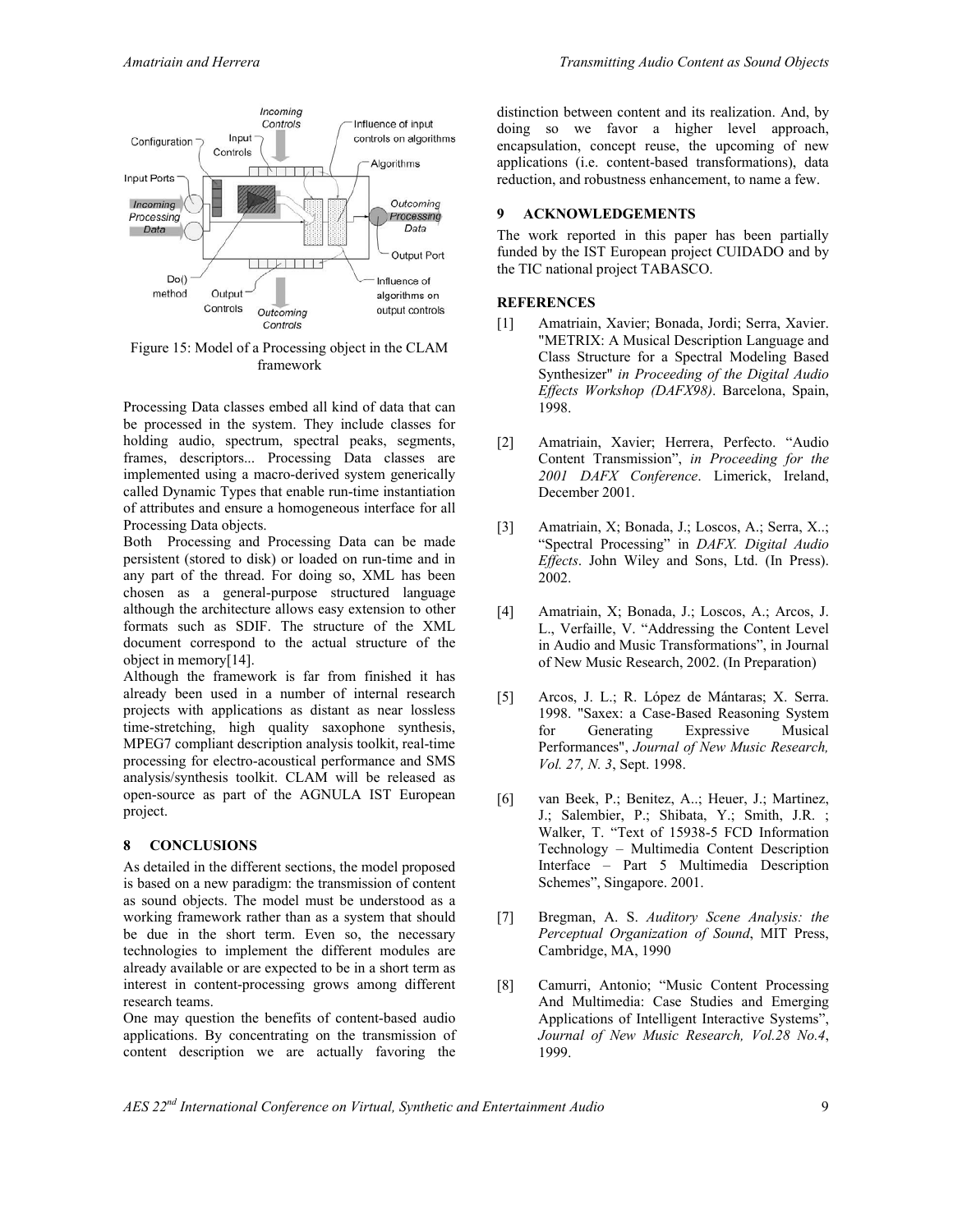Figure 15: Model of a Processing object in the CLAM framework

Processing Data classes embed all kind of data that can be processed in the system. They include classes for holding audio, spectrum, spectral peaks, segments, frames, descriptors... Processing Data classes are implemented using a macro-derived system generically called Dynamic Types that enable run-time instantiation of attributes and ensure a homogeneous interface for all Processing Data objects.

Both Processing and Processing Data can be made persistent (stored to disk) or loaded on run-time and in any part of the thread. For doing so, XML has been chosen as a general-purpose structured language although the architecture allows easy extension to other formats such as SDIF. The structure of the XML document correspond to the actual structure of the object in memory[14].

Although the framework is far from finished it has already been used in a number of internal research projects with applications as distant as near lossless time-stretching, high quality saxophone synthesis, MPEG7 compliant description analysis toolkit, real-time processing for electro-acoustical performance and SMS analysis/synthesis toolkit. CLAM will be released as open-source as part of the AGNULA IST European project.

## 8 CONCLUSIONS

As detailed in the different sections, the model proposed is based on a new paradigm: the transmission of content as sound objects. The model must be understood as a working framework rather than as a system that should be due in the short term. Even so, the necessary technologies to implement the different modules are already available or are expected to be in a short term as interest in content-processing grows among different research teams.

One may question the benefits of content-based audio applications. By concentrating on the transmission of content description we are actually favoring the distinction between content and its realization. And, by doing so we favor a higher level approach, encapsulation, concept reuse, the upcoming of new applications (i.e. content-based transformations), data reduction, and robustness enhancement, to name a few.

## 9 ACKNOWLEDGEMENTS

The work reported in this paper has been partially funded by the IST European project CUIDADO and by the TIC national project TABASCO.

## REFERENCES

[1] Amatriain, Xavier; Bonada, Jordi; Serra, Xavier. "METRIX: A Musical Description Language and Class Structure for a Spectral Modeling Based Synthesizer" *in Proceeding of the Digital Audio Effects Workshop (DAFX98)*. Barcelona, Spain, 1998.

[2] Amatriain, Xavier; Herrera, Perfecto. "Audio Content Transmission", *in Proceeding for the 2001 DAFX Conference*. Limerick, Ireland, December 2001.

[3] Amatriain, X; Bonada, J.; Loscos, A.; Serra, X..; "Spectral Processing" in *DAFX. Digital Audio Effects*. John Wiley and Sons, Ltd. (In Press). 2002.

[4] Amatriain, X; Bonada, J.; Loscos, A.; Arcos, J. L., Verfaille, V. "Addressing the Content Level in Audio and Music Transformations", in Journal of New Music Research, 2002. (In Preparation)

[5] Arcos, J. L.; R. López de Mántaras; X. Serra. 1998. "Saxex: a Case-Based Reasoning System for Generating Expressive Musical Performances", *Journal of New Music Research, Vol. 27, N. 3*, Sept. 1998.

[6] van Beek, P.; Benitez, A..; Heuer, J.; Martinez, J.; Salembier, P.; Shibata, Y.; Smith, J.R. ; Walker, T. "Text of 15938-5 FCD Information Technology – Multimedia Content Description Interface – Part 5 Multimedia Description Schemes", Singapore. 2001.

[7] Bregman, A. S. *Auditory Scene Analysis: the Perceptual Organization of Sound*, MIT Press, Cambridge, MA, 1990

[8] Camurri, Antonio; "Music Content Processing And Multimedia: Case Studies and Emerging Applications of Intelligent Interactive Systems", *Journal of New Music Research, Vol.28 No.4*, 1999.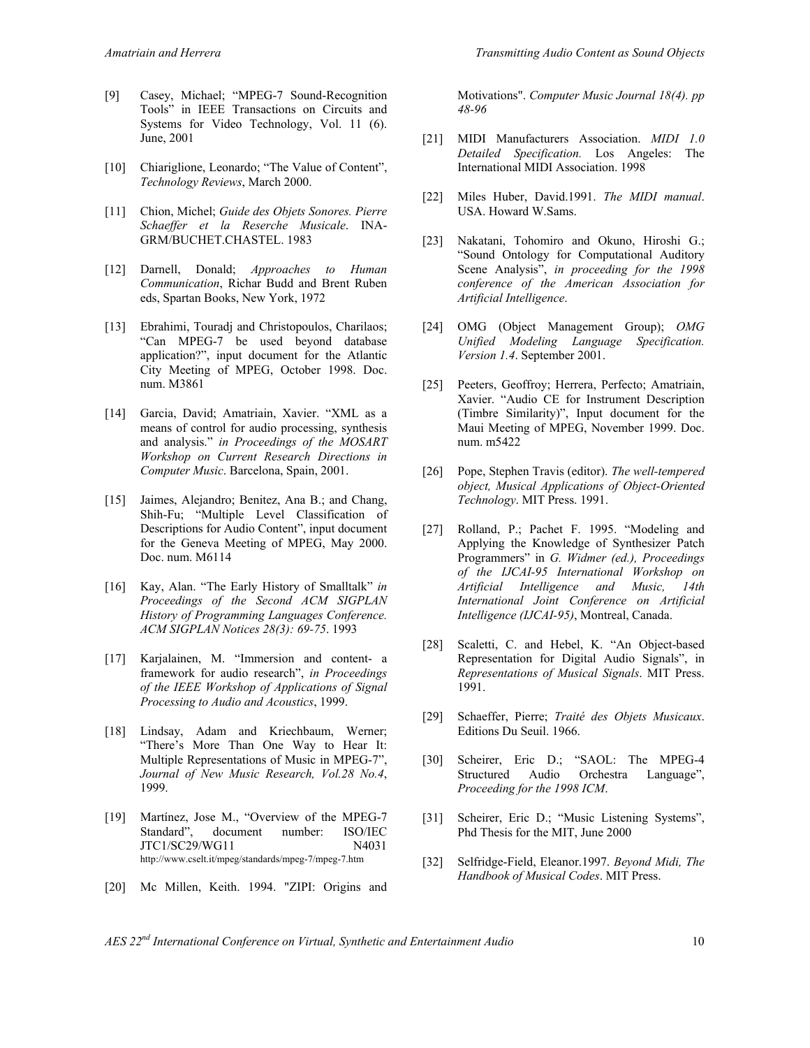[9] Casey, Michael; "MPEG-7 Sound-Recognition Tools" in IEEE Transactions on Circuits and Systems for Video Technology, Vol. 11 (6). June, 2001

[10] Chiariglione, Leonardo; "The Value of Content", *Technology Reviews*, March 2000.

[11] Chion, Michel; *Guide des Objets Sonores. Pierre Schaeffer et la Reserche Musicale*. INA-GRM/BUCHET.CHASTEL. 1983

[12] Darnell, Donald; *Approaches to Human Communication*, Richar Budd and Brent Ruben eds, Spartan Books, New York, 1972

[13] Ebrahimi, Touradj and Christopoulos, Charilaos; "Can MPEG-7 be used beyond database application?", input document for the Atlantic City Meeting of MPEG, October 1998. Doc. num. M3861

[14] Garcia, David; Amatriain, Xavier. "XML as a means of control for audio processing, synthesis and analysis." *in Proceedings of the MOSART Workshop on Current Research Directions in Computer Music*. Barcelona, Spain, 2001.

[15] Jaimes, Alejandro; Benitez, Ana B.; and Chang, Shih-Fu; "Multiple Level Classification of Descriptions for Audio Content", input document for the Geneva Meeting of MPEG, May 2000. Doc. num. M6114

[16] Kay, Alan. "The Early History of Smalltalk" *in Proceedings of the Second ACM SIGPLAN History of Programming Languages Conference. ACM SIGPLAN Notices 28(3): 69-75*. 1993

[17] Karjalainen, M. "Immersion and content- a framework for audio research", *in Proceedings of the IEEE Workshop of Applications of Signal Processing to Audio and Acoustics*, 1999.

[18] Lindsay, Adam and Kriechbaum, Werner; "There's More Than One Way to Hear It: Multiple Representations of Music in MPEG-7", *Journal of New Music Research, Vol.28 No.4*, 1999.

[19] Martínez, Jose M., "Overview of the MPEG-7 Standard", document number: ISO/IEC JTC1/SC29/WG11 N4031 http://www.cselt.it/mpeg/standards/mpeg-7/mpeg-7.htm

[20] Mc Millen, Keith. 1994. "ZIPI: Origins and Motivations". *Computer Music Journal 18(4). pp 48-96*

[21] MIDI Manufacturers Association. *MIDI 1.0 Detailed Specification.* Los Angeles: The International MIDI Association. 1998

[22] Miles Huber, David.1991. *The MIDI manual*. USA. Howard W.Sams.

[23] Nakatani, Tohomiro and Okuno, Hiroshi G.; "Sound Ontology for Computational Auditory Scene Analysis", *in proceeding for the 1998 conference of the American Association for Artificial Intelligence*.

[24] OMG (Object Management Group); *OMG Unified Modeling Language Specification. Version 1.4*. September 2001.

[25] Peeters, Geoffroy; Herrera, Perfecto; Amatriain, Xavier. "Audio CE for Instrument Description (Timbre Similarity)", Input document for the Maui Meeting of MPEG, November 1999. Doc. num. m5422

[26] Pope, Stephen Travis (editor). *The well-tempered object, Musical Applications of Object-Oriented Technology*. MIT Press. 1991.

[27] Rolland, P.; Pachet F. 1995. "Modeling and Applying the Knowledge of Synthesizer Patch Programmers" in *G. Widmer (ed.), Proceedings of the IJCAI-95 International Workshop on Artificial Intelligence and Music, 14th International Joint Conference on Artificial Intelligence (IJCAI-95)*, Montreal, Canada.

[28] Scaletti, C. and Hebel, K. "An Object-based Representation for Digital Audio Signals", in *Representations of Musical Signals*. MIT Press. 1991.

[29] Schaeffer, Pierre; *Traité des Objets Musicaux*. Editions Du Seuil. 1966.

[30] Scheirer, Eric D.; "SAOL: The MPEG-4 Structured Audio Orchestra Language", *Proceeding for the 1998 ICM*.

[31] Scheirer, Eric D.; "Music Listening Systems", Phd Thesis for the MIT, June 2000

[32] Selfridge-Field, Eleanor.1997. *Beyond Midi, The Handbook of Musical Codes*. MIT Press.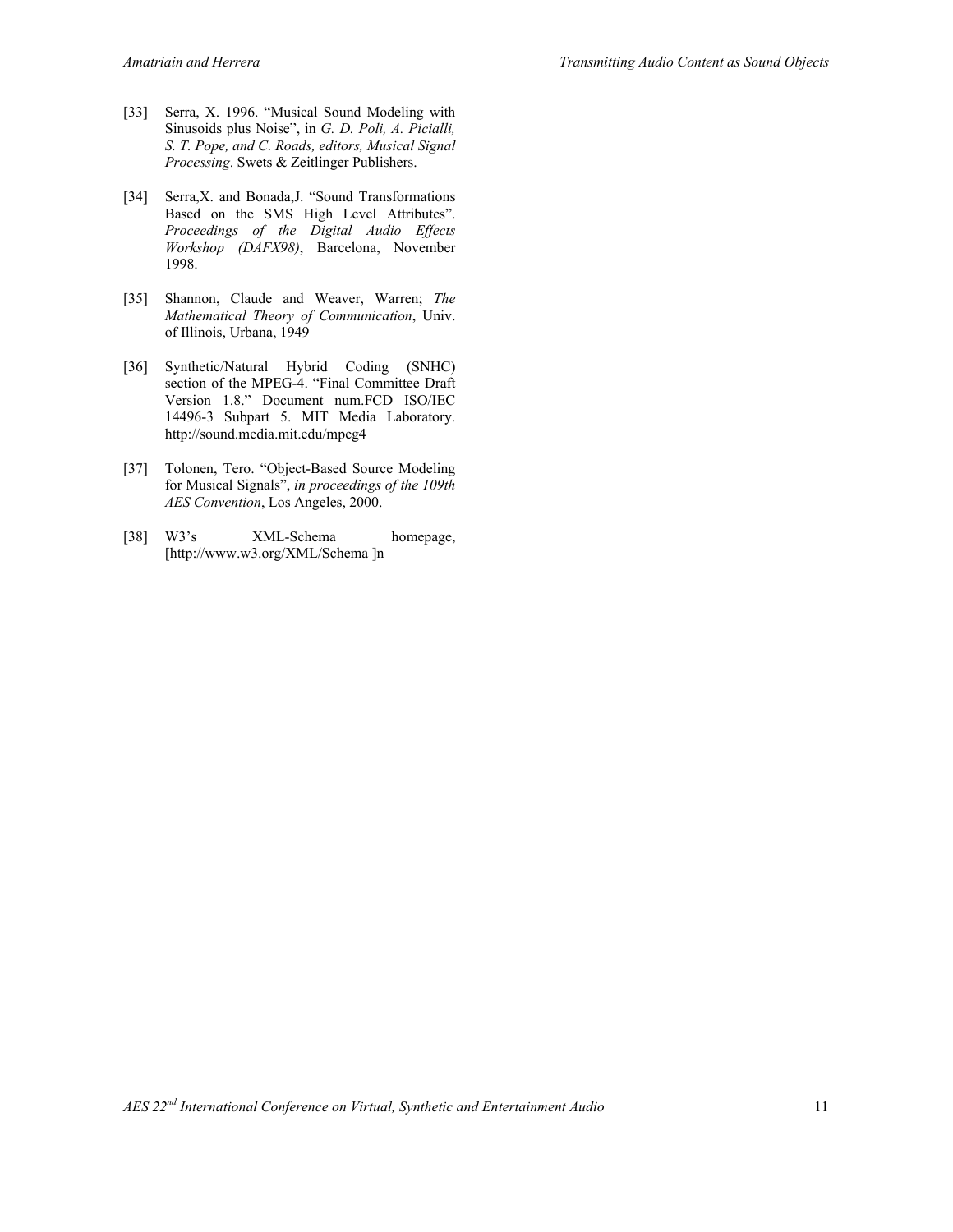[33] Serra, X. 1996. “Musical Sound Modeling with Sinusoids plus Noise”, in *G. D. Poli, A. Picialli, S. T. Pope, and C. Roads, editors, Musical Signal Processing*. Swets & Zeitlinger Publishers.

[34] Serra,X. and Bonada,J. “Sound Transformations Based on the SMS High Level Attributes”. *Proceedings of the Digital Audio Effects Workshop (DAFX98)*, Barcelona, November 1998.

[35] Shannon, Claude and Weaver, Warren; *The Mathematical Theory of Communication*, Univ. of Illinois, Urbana, 1949

[36] Synthetic/Natural Hybrid Coding (SNHC) section of the MPEG-4. “Final Committee Draft Version 1.8.” Document num.FCD ISO/IEC 14496-3 Subpart 5. MIT Media Laboratory. http://sound.media.mit.edu/mpeg4

[37] Tolonen, Tero. “Object-Based Source Modeling for Musical Signals”, *in proceedings of the 109th AES Convention*, Los Angeles, 2000.

[38] W3’s XML-Schema homepage, [http://www.w3.org/XML/Schema ]n